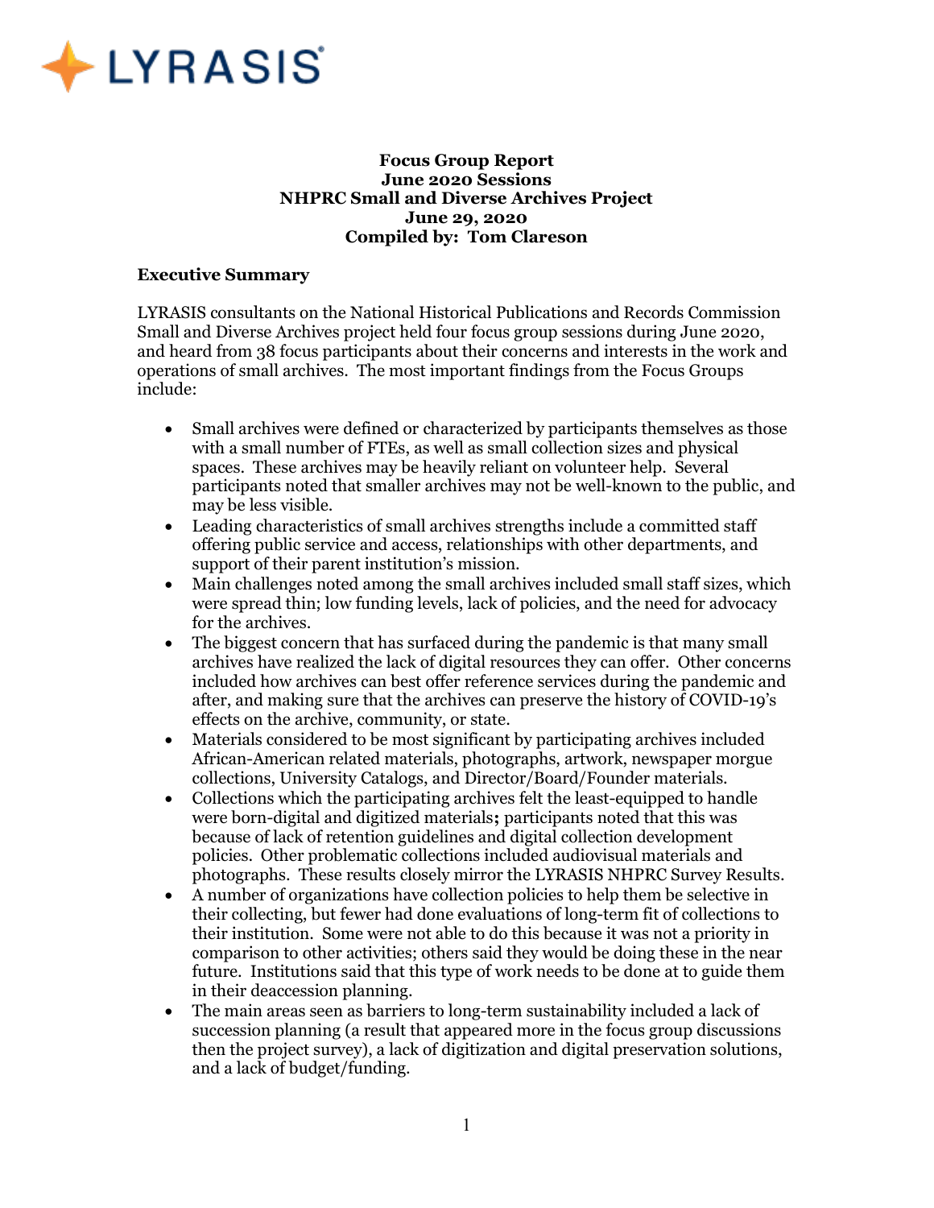**Focus Group Report**
**June 2020 Sessions**
**NHPRC Small and Diverse Archives Project**
**June 29, 2020**
**Compiled by: Tom Clareson**

## Executive Summary

LYRASIS consultants on the National Historical Publications and Records Commission Small and Diverse Archives project held four focus group sessions during June 2020, and heard from 38 focus participants about their concerns and interests in the work and operations of small archives. The most important findings from the Focus Groups include:

- Small archives were defined or characterized by participants themselves as those with a small number of FTEs, as well as small collection sizes and physical spaces. These archives may be heavily reliant on volunteer help. Several participants noted that smaller archives may not be well-known to the public, and may be less visible.
- Leading characteristics of small archives strengths include a committed staff offering public service and access, relationships with other departments, and support of their parent institution's mission.
- Main challenges noted among the small archives included small staff sizes, which were spread thin; low funding levels, lack of policies, and the need for advocacy for the archives.
- The biggest concern that has surfaced during the pandemic is that many small archives have realized the lack of digital resources they can offer. Other concerns included how archives can best offer reference services during the pandemic and after, and making sure that the archives can preserve the history of COVID-19's effects on the archive, community, or state.
- Materials considered to be most significant by participating archives included African-American related materials, photographs, artwork, newspaper morgue collections, University Catalogs, and Director/Board/Founder materials.
- Collections which the participating archives felt the least-equipped to handle were born-digital and digitized materials**;** participants noted that this was because of lack of retention guidelines and digital collection development policies. Other problematic collections included audiovisual materials and photographs. These results closely mirror the LYRASIS NHPRC Survey Results.
- A number of organizations have collection policies to help them be selective in their collecting, but fewer had done evaluations of long-term fit of collections to their institution. Some were not able to do this because it was not a priority in comparison to other activities; others said they would be doing these in the near future. Institutions said that this type of work needs to be done at to guide them in their deaccession planning.
- The main areas seen as barriers to long-term sustainability included a lack of succession planning (a result that appeared more in the focus group discussions then the project survey), a lack of digitization and digital preservation solutions, and a lack of budget/funding.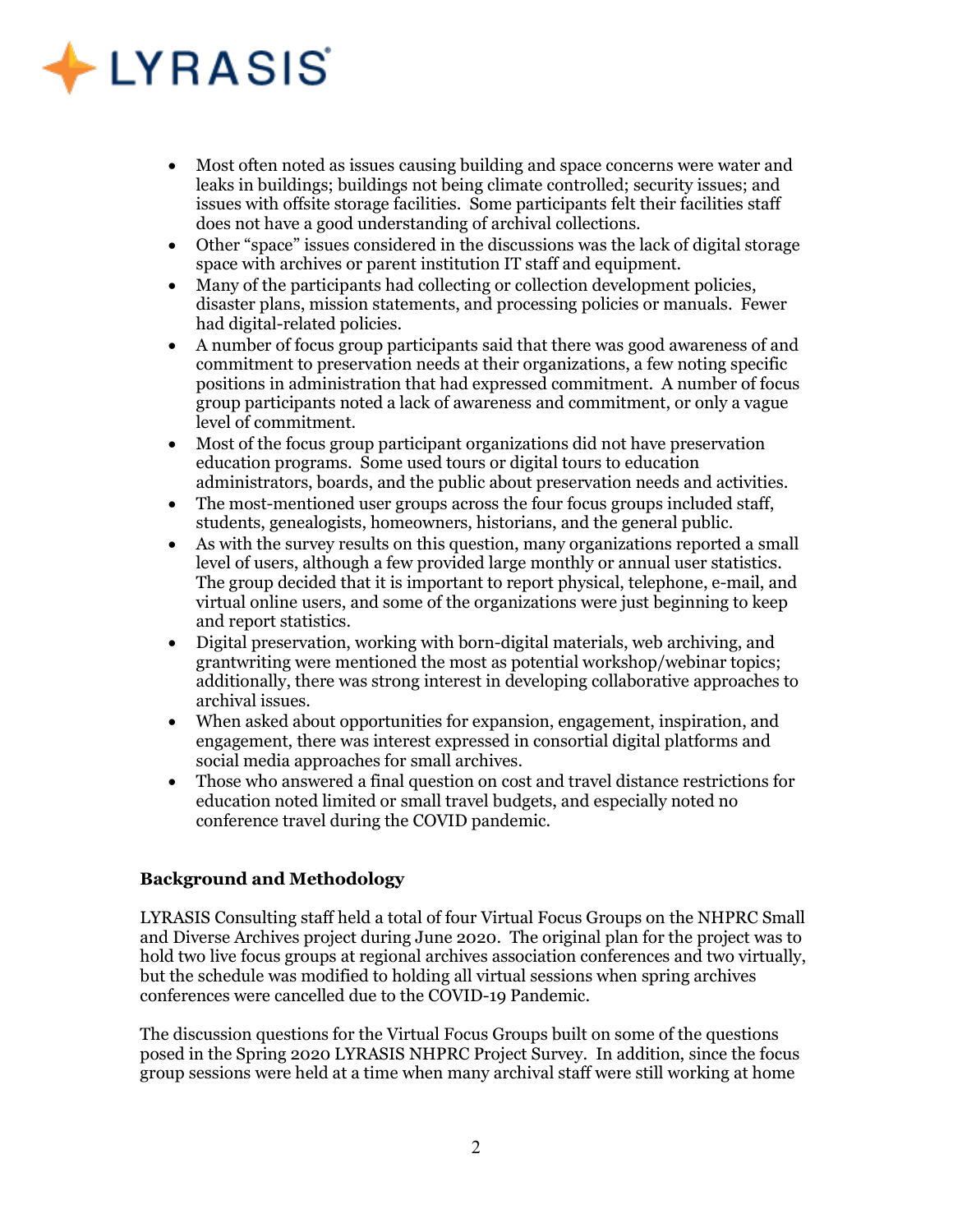- Most often noted as issues causing building and space concerns were water and leaks in buildings; buildings not being climate controlled; security issues; and issues with offsite storage facilities. Some participants felt their facilities staff does not have a good understanding of archival collections.
- Other "space" issues considered in the discussions was the lack of digital storage space with archives or parent institution IT staff and equipment.
- Many of the participants had collecting or collection development policies, disaster plans, mission statements, and processing policies or manuals. Fewer had digital-related policies.
- A number of focus group participants said that there was good awareness of and commitment to preservation needs at their organizations, a few noting specific positions in administration that had expressed commitment. A number of focus group participants noted a lack of awareness and commitment, or only a vague level of commitment.
- Most of the focus group participant organizations did not have preservation education programs. Some used tours or digital tours to education administrators, boards, and the public about preservation needs and activities.
- The most-mentioned user groups across the four focus groups included staff, students, genealogists, homeowners, historians, and the general public.
- As with the survey results on this question, many organizations reported a small level of users, although a few provided large monthly or annual user statistics. The group decided that it is important to report physical, telephone, e-mail, and virtual online users, and some of the organizations were just beginning to keep and report statistics.
- Digital preservation, working with born-digital materials, web archiving, and grantwriting were mentioned the most as potential workshop/webinar topics; additionally, there was strong interest in developing collaborative approaches to archival issues.
- When asked about opportunities for expansion, engagement, inspiration, and engagement, there was interest expressed in consortial digital platforms and social media approaches for small archives.
- Those who answered a final question on cost and travel distance restrictions for education noted limited or small travel budgets, and especially noted no conference travel during the COVID pandemic.

**Background and Methodology**

LYRASIS Consulting staff held a total of four Virtual Focus Groups on the NHPRC Small and Diverse Archives project during June 2020. The original plan for the project was to hold two live focus groups at regional archives association conferences and two virtually, but the schedule was modified to holding all virtual sessions when spring archives conferences were cancelled due to the COVID-19 Pandemic.

The discussion questions for the Virtual Focus Groups built on some of the questions posed in the Spring 2020 LYRASIS NHPRC Project Survey. In addition, since the focus group sessions were held at a time when many archival staff were still working at home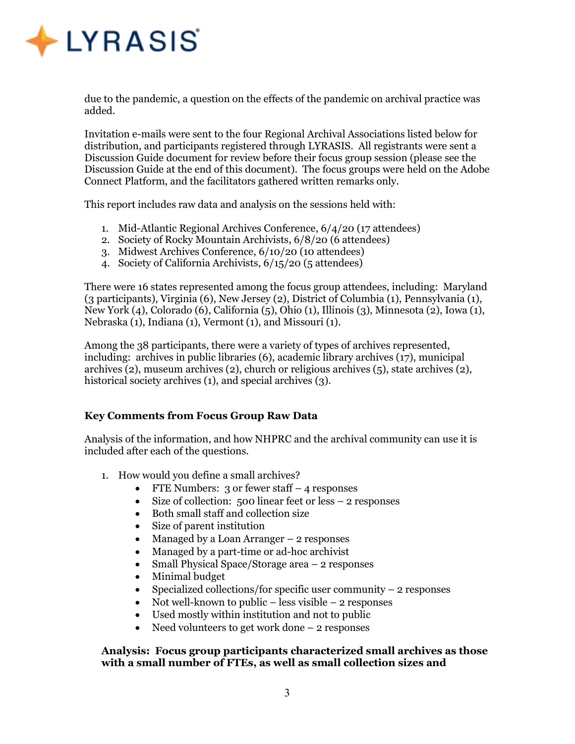due to the pandemic, a question on the effects of the pandemic on archival practice was added.

Invitation e-mails were sent to the four Regional Archival Associations listed below for distribution, and participants registered through LYRASIS. All registrants were sent a Discussion Guide document for review before their focus group session (please see the Discussion Guide at the end of this document). The focus groups were held on the Adobe Connect Platform, and the facilitators gathered written remarks only.

This report includes raw data and analysis on the sessions held with:

1. Mid-Atlantic Regional Archives Conference, 6/4/20 (17 attendees)
2. Society of Rocky Mountain Archivists, 6/8/20 (6 attendees)
3. Midwest Archives Conference, 6/10/20 (10 attendees)
4. Society of California Archivists, 6/15/20 (5 attendees)

There were 16 states represented among the focus group attendees, including: Maryland (3 participants), Virginia (6), New Jersey (2), District of Columbia (1), Pennsylvania (1), New York (4), Colorado (6), California (5), Ohio (1), Illinois (3), Minnesota (2), Iowa (1), Nebraska (1), Indiana (1), Vermont (1), and Missouri (1).

Among the 38 participants, there were a variety of types of archives represented, including: archives in public libraries (6), academic library archives (17), municipal archives (2), museum archives (2), church or religious archives (5), state archives (2), historical society archives (1), and special archives (3).

### Key Comments from Focus Group Raw Data

Analysis of the information, and how NHPRC and the archival community can use it is included after each of the questions.

1. How would you define a small archives?
   - FTE Numbers: 3 or fewer staff – 4 responses
   - Size of collection: 500 linear feet or less – 2 responses
   - Both small staff and collection size
   - Size of parent institution
   - Managed by a Loan Arranger – 2 responses
   - Managed by a part-time or ad-hoc archivist
   - Small Physical Space/Storage area – 2 responses
   - Minimal budget
   - Specialized collections/for specific user community – 2 responses
   - Not well-known to public – less visible – 2 responses
   - Used mostly within institution and not to public
   - Need volunteers to get work done – 2 responses

   **Analysis: Focus group participants characterized small archives as those with a small number of FTEs, as well as small collection sizes and**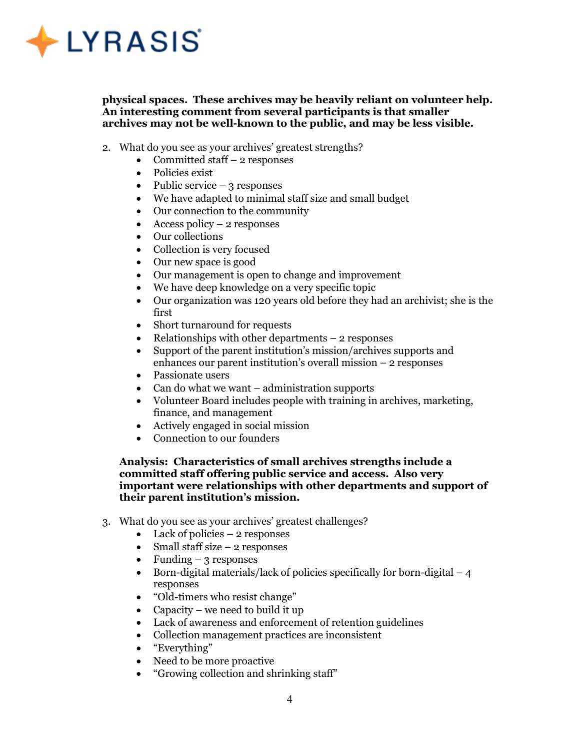**physical spaces. These archives may be heavily reliant on volunteer help. An interesting comment from several participants is that smaller archives may not be well-known to the public, and may be less visible.**

2. What do you see as your archives' greatest strengths?
   - Committed staff – 2 responses
   - Policies exist
   - Public service – 3 responses
   - We have adapted to minimal staff size and small budget
   - Our connection to the community
   - Access policy – 2 responses
   - Our collections
   - Collection is very focused
   - Our new space is good
   - Our management is open to change and improvement
   - We have deep knowledge on a very specific topic
   - Our organization was 120 years old before they had an archivist; she is the first
   - Short turnaround for requests
   - Relationships with other departments – 2 responses
   - Support of the parent institution's mission/archives supports and enhances our parent institution's overall mission – 2 responses
   - Passionate users
   - Can do what we want – administration supports
   - Volunteer Board includes people with training in archives, marketing, finance, and management
   - Actively engaged in social mission
   - Connection to our founders

   **Analysis: Characteristics of small archives strengths include a committed staff offering public service and access. Also very important were relationships with other departments and support of their parent institution's mission.**

3. What do you see as your archives' greatest challenges?
   - Lack of policies – 2 responses
   - Small staff size – 2 responses
   - Funding – 3 responses
   - Born-digital materials/lack of policies specifically for born-digital – 4 responses
   - "Old-timers who resist change"
   - Capacity – we need to build it up
   - Lack of awareness and enforcement of retention guidelines
   - Collection management practices are inconsistent
   - "Everything"
   - Need to be more proactive
   - "Growing collection and shrinking staff"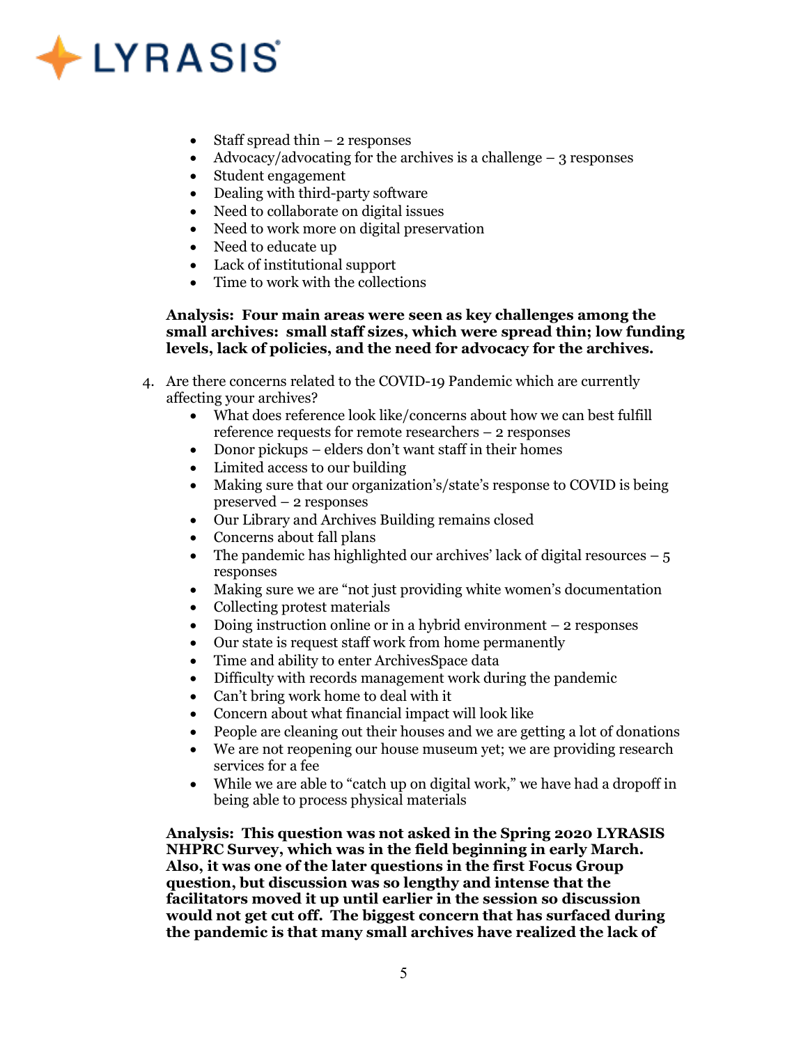- Staff spread thin – 2 responses
- Advocacy/advocating for the archives is a challenge – 3 responses
- Student engagement
- Dealing with third-party software
- Need to collaborate on digital issues
- Need to work more on digital preservation
- Need to educate up
- Lack of institutional support
- Time to work with the collections

**Analysis: Four main areas were seen as key challenges among the small archives: small staff sizes, which were spread thin; low funding levels, lack of policies, and the need for advocacy for the archives.**

4. Are there concerns related to the COVID-19 Pandemic which are currently affecting your archives?
    - What does reference look like/concerns about how we can best fulfill reference requests for remote researchers – 2 responses
    - Donor pickups – elders don't want staff in their homes
    - Limited access to our building
    - Making sure that our organization's/state's response to COVID is being preserved – 2 responses
    - Our Library and Archives Building remains closed
    - Concerns about fall plans
    - The pandemic has highlighted our archives' lack of digital resources – 5 responses
    - Making sure we are "not just providing white women's documentation
    - Collecting protest materials
    - Doing instruction online or in a hybrid environment – 2 responses
    - Our state is request staff work from home permanently
    - Time and ability to enter ArchivesSpace data
    - Difficulty with records management work during the pandemic
    - Can't bring work home to deal with it
    - Concern about what financial impact will look like
    - People are cleaning out their houses and we are getting a lot of donations
    - We are not reopening our house museum yet; we are providing research services for a fee
    - While we are able to "catch up on digital work," we have had a dropoff in being able to process physical materials

**Analysis: This question was not asked in the Spring 2020 LYRASIS NHPRC Survey, which was in the field beginning in early March. Also, it was one of the later questions in the first Focus Group question, but discussion was so lengthy and intense that the facilitators moved it up until earlier in the session so discussion would not get cut off. The biggest concern that has surfaced during the pandemic is that many small archives have realized the lack of**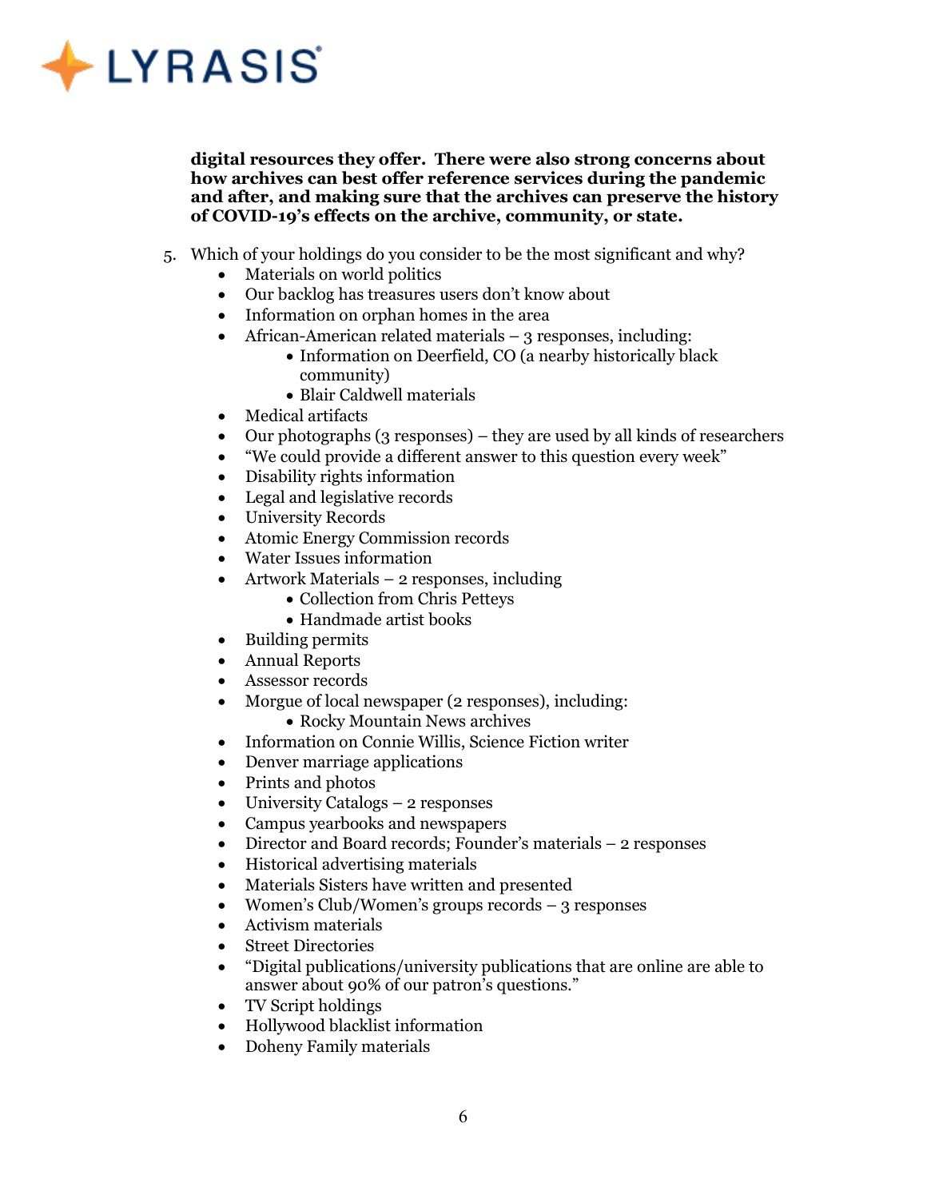**digital resources they offer. There were also strong concerns about how archives can best offer reference services during the pandemic and after, and making sure that the archives can preserve the history of COVID-19's effects on the archive, community, or state.**

5. Which of your holdings do you consider to be the most significant and why?
   - Materials on world politics
   - Our backlog has treasures users don't know about
   - Information on orphan homes in the area
   - African-American related materials – 3 responses, including:
     - Information on Deerfield, CO (a nearby historically black community)
     - Blair Caldwell materials
   - Medical artifacts
   - Our photographs (3 responses) – they are used by all kinds of researchers
   - "We could provide a different answer to this question every week"
   - Disability rights information
   - Legal and legislative records
   - University Records
   - Atomic Energy Commission records
   - Water Issues information
   - Artwork Materials – 2 responses, including
     - Collection from Chris Petteys
     - Handmade artist books
   - Building permits
   - Annual Reports
   - Assessor records
   - Morgue of local newspaper (2 responses), including:
     - Rocky Mountain News archives
   - Information on Connie Willis, Science Fiction writer
   - Denver marriage applications
   - Prints and photos
   - University Catalogs – 2 responses
   - Campus yearbooks and newspapers
   - Director and Board records; Founder's materials – 2 responses
   - Historical advertising materials
   - Materials Sisters have written and presented
   - Women's Club/Women's groups records – 3 responses
   - Activism materials
   - Street Directories
   - "Digital publications/university publications that are online are able to answer about 90% of our patron's questions."
   - TV Script holdings
   - Hollywood blacklist information
   - Doheny Family materials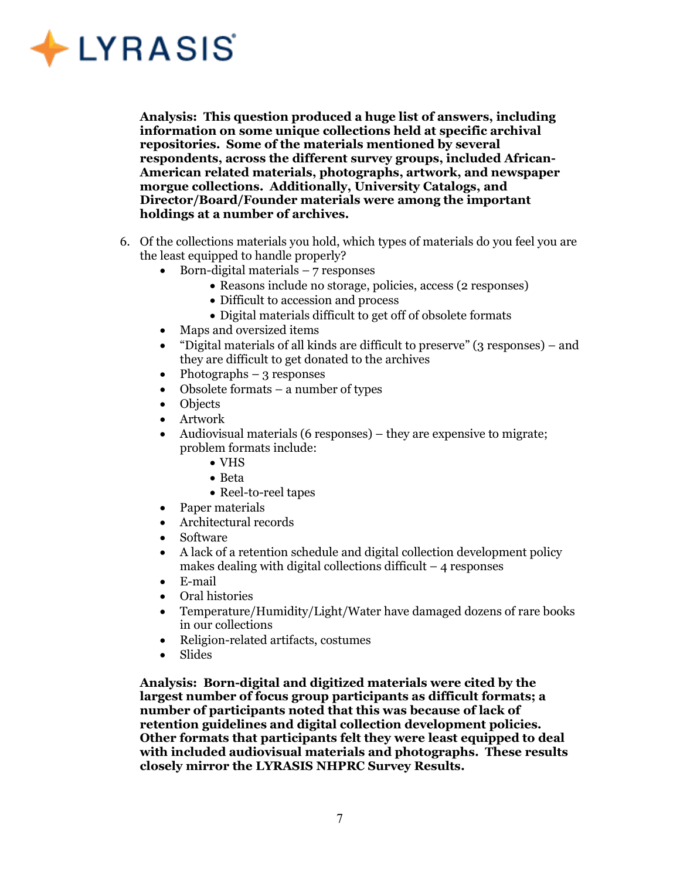**Analysis: This question produced a huge list of answers, including information on some unique collections held at specific archival repositories. Some of the materials mentioned by several respondents, across the different survey groups, included African-American related materials, photographs, artwork, and newspaper morgue collections. Additionally, University Catalogs, and Director/Board/Founder materials were among the important holdings at a number of archives.**

6. Of the collections materials you hold, which types of materials do you feel you are the least equipped to handle properly?
   - Born-digital materials – 7 responses
     - Reasons include no storage, policies, access (2 responses)
     - Difficult to accession and process
     - Digital materials difficult to get off of obsolete formats
   - Maps and oversized items
   - "Digital materials of all kinds are difficult to preserve" (3 responses) – and they are difficult to get donated to the archives
   - Photographs – 3 responses
   - Obsolete formats – a number of types
   - Objects
   - Artwork
   - Audiovisual materials (6 responses) – they are expensive to migrate; problem formats include:
     - VHS
     - Beta
     - Reel-to-reel tapes
   - Paper materials
   - Architectural records
   - Software
   - A lack of a retention schedule and digital collection development policy makes dealing with digital collections difficult – 4 responses
   - E-mail
   - Oral histories
   - Temperature/Humidity/Light/Water have damaged dozens of rare books in our collections
   - Religion-related artifacts, costumes
   - Slides

**Analysis: Born-digital and digitized materials were cited by the largest number of focus group participants as difficult formats; a number of participants noted that this was because of lack of retention guidelines and digital collection development policies. Other formats that participants felt they were least equipped to deal with included audiovisual materials and photographs. These results closely mirror the LYRASIS NHPRC Survey Results.**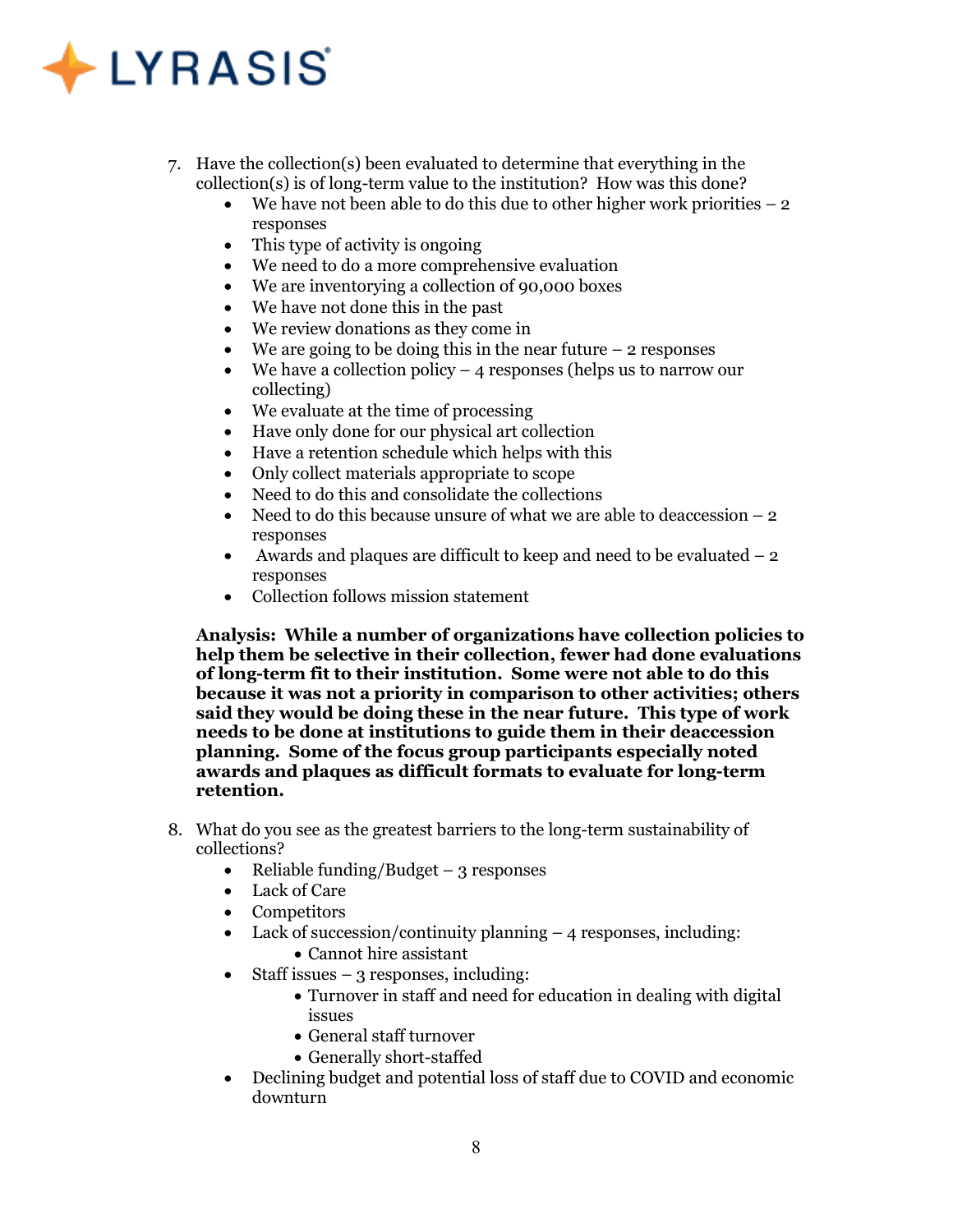7. Have the collection(s) been evaluated to determine that everything in the collection(s) is of long-term value to the institution? How was this done?
   - We have not been able to do this due to other higher work priorities – 2 responses
   - This type of activity is ongoing
   - We need to do a more comprehensive evaluation
   - We are inventorying a collection of 90,000 boxes
   - We have not done this in the past
   - We review donations as they come in
   - We are going to be doing this in the near future – 2 responses
   - We have a collection policy – 4 responses (helps us to narrow our collecting)
   - We evaluate at the time of processing
   - Have only done for our physical art collection
   - Have a retention schedule which helps with this
   - Only collect materials appropriate to scope
   - Need to do this and consolidate the collections
   - Need to do this because unsure of what we are able to deaccession – 2 responses
   - Awards and plaques are difficult to keep and need to be evaluated – 2 responses
   - Collection follows mission statement

   **Analysis: While a number of organizations have collection policies to help them be selective in their collection, fewer had done evaluations of long-term fit to their institution. Some were not able to do this because it was not a priority in comparison to other activities; others said they would be doing these in the near future. This type of work needs to be done at institutions to guide them in their deaccession planning. Some of the focus group participants especially noted awards and plaques as difficult formats to evaluate for long-term retention.**

8. What do you see as the greatest barriers to the long-term sustainability of collections?
   - Reliable funding/Budget – 3 responses
   - Lack of Care
   - Competitors
   - Lack of succession/continuity planning – 4 responses, including:
     - Cannot hire assistant
   - Staff issues – 3 responses, including:
     - Turnover in staff and need for education in dealing with digital issues
     - General staff turnover
     - Generally short-staffed
   - Declining budget and potential loss of staff due to COVID and economic downturn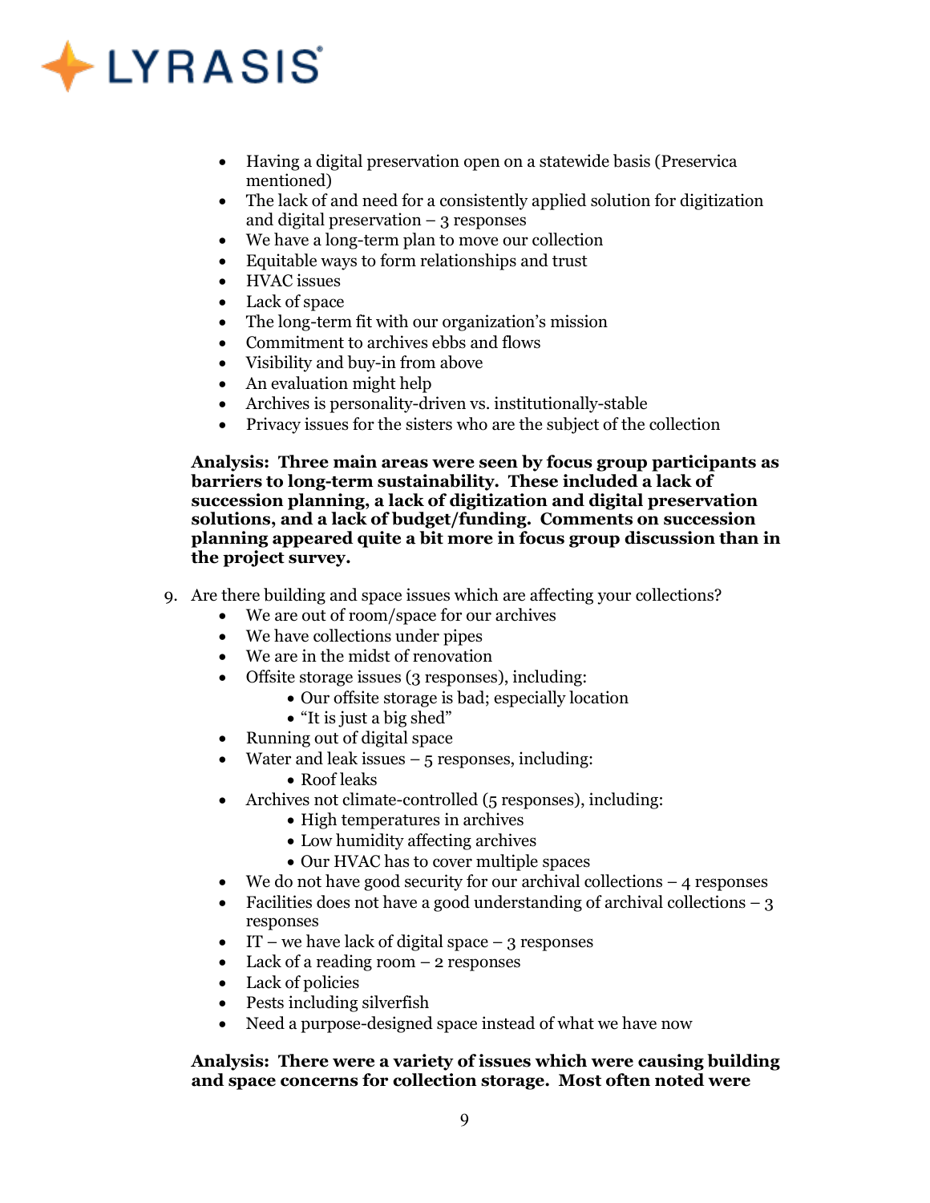- Having a digital preservation open on a statewide basis (Preservica mentioned)
- The lack of and need for a consistently applied solution for digitization and digital preservation – 3 responses
- We have a long-term plan to move our collection
- Equitable ways to form relationships and trust
- HVAC issues
- Lack of space
- The long-term fit with our organization's mission
- Commitment to archives ebbs and flows
- Visibility and buy-in from above
- An evaluation might help
- Archives is personality-driven vs. institutionally-stable
- Privacy issues for the sisters who are the subject of the collection

**Analysis: Three main areas were seen by focus group participants as barriers to long-term sustainability. These included a lack of succession planning, a lack of digitization and digital preservation solutions, and a lack of budget/funding. Comments on succession planning appeared quite a bit more in focus group discussion than in the project survey.**

9. Are there building and space issues which are affecting your collections?
   - We are out of room/space for our archives
   - We have collections under pipes
   - We are in the midst of renovation
   - Offsite storage issues (3 responses), including:
     - Our offsite storage is bad; especially location
     - "It is just a big shed"
   - Running out of digital space
   - Water and leak issues – 5 responses, including:
     - Roof leaks
   - Archives not climate-controlled (5 responses), including:
     - High temperatures in archives
     - Low humidity affecting archives
     - Our HVAC has to cover multiple spaces
   - We do not have good security for our archival collections – 4 responses
   - Facilities does not have a good understanding of archival collections – 3 responses
   - IT – we have lack of digital space – 3 responses
   - Lack of a reading room – 2 responses
   - Lack of policies
   - Pests including silverfish
   - Need a purpose-designed space instead of what we have now

**Analysis: There were a variety of issues which were causing building and space concerns for collection storage. Most often noted were**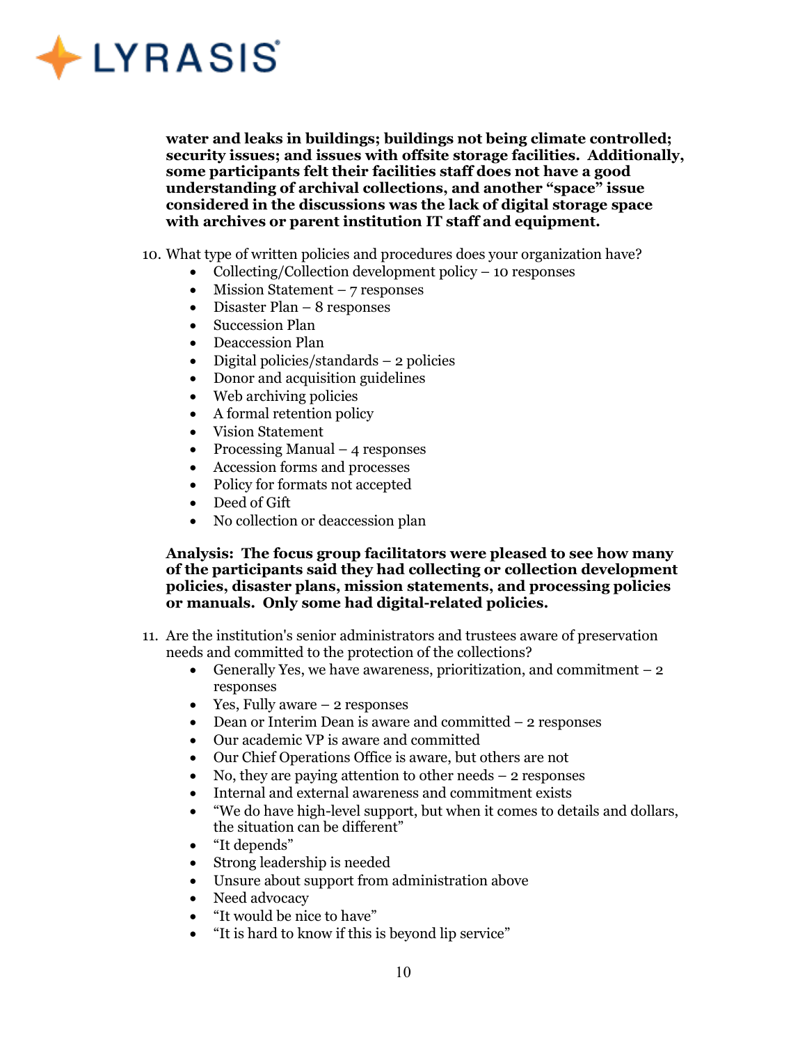**water and leaks in buildings; buildings not being climate controlled; security issues; and issues with offsite storage facilities. Additionally, some participants felt their facilities staff does not have a good understanding of archival collections, and another "space" issue considered in the discussions was the lack of digital storage space with archives or parent institution IT staff and equipment.**

10. What type of written policies and procedures does your organization have?
    - Collecting/Collection development policy – 10 responses
    - Mission Statement – 7 responses
    - Disaster Plan – 8 responses
    - Succession Plan
    - Deaccession Plan
    - Digital policies/standards – 2 policies
    - Donor and acquisition guidelines
    - Web archiving policies
    - A formal retention policy
    - Vision Statement
    - Processing Manual – 4 responses
    - Accession forms and processes
    - Policy for formats not accepted
    - Deed of Gift
    - No collection or deaccession plan

    **Analysis: The focus group facilitators were pleased to see how many of the participants said they had collecting or collection development policies, disaster plans, mission statements, and processing policies or manuals. Only some had digital-related policies.**

11. Are the institution's senior administrators and trustees aware of preservation needs and committed to the protection of the collections?
    - Generally Yes, we have awareness, prioritization, and commitment – 2 responses
    - Yes, Fully aware – 2 responses
    - Dean or Interim Dean is aware and committed – 2 responses
    - Our academic VP is aware and committed
    - Our Chief Operations Office is aware, but others are not
    - No, they are paying attention to other needs – 2 responses
    - Internal and external awareness and commitment exists
    - "We do have high-level support, but when it comes to details and dollars, the situation can be different"
    - "It depends"
    - Strong leadership is needed
    - Unsure about support from administration above
    - Need advocacy
    - "It would be nice to have"
    - "It is hard to know if this is beyond lip service"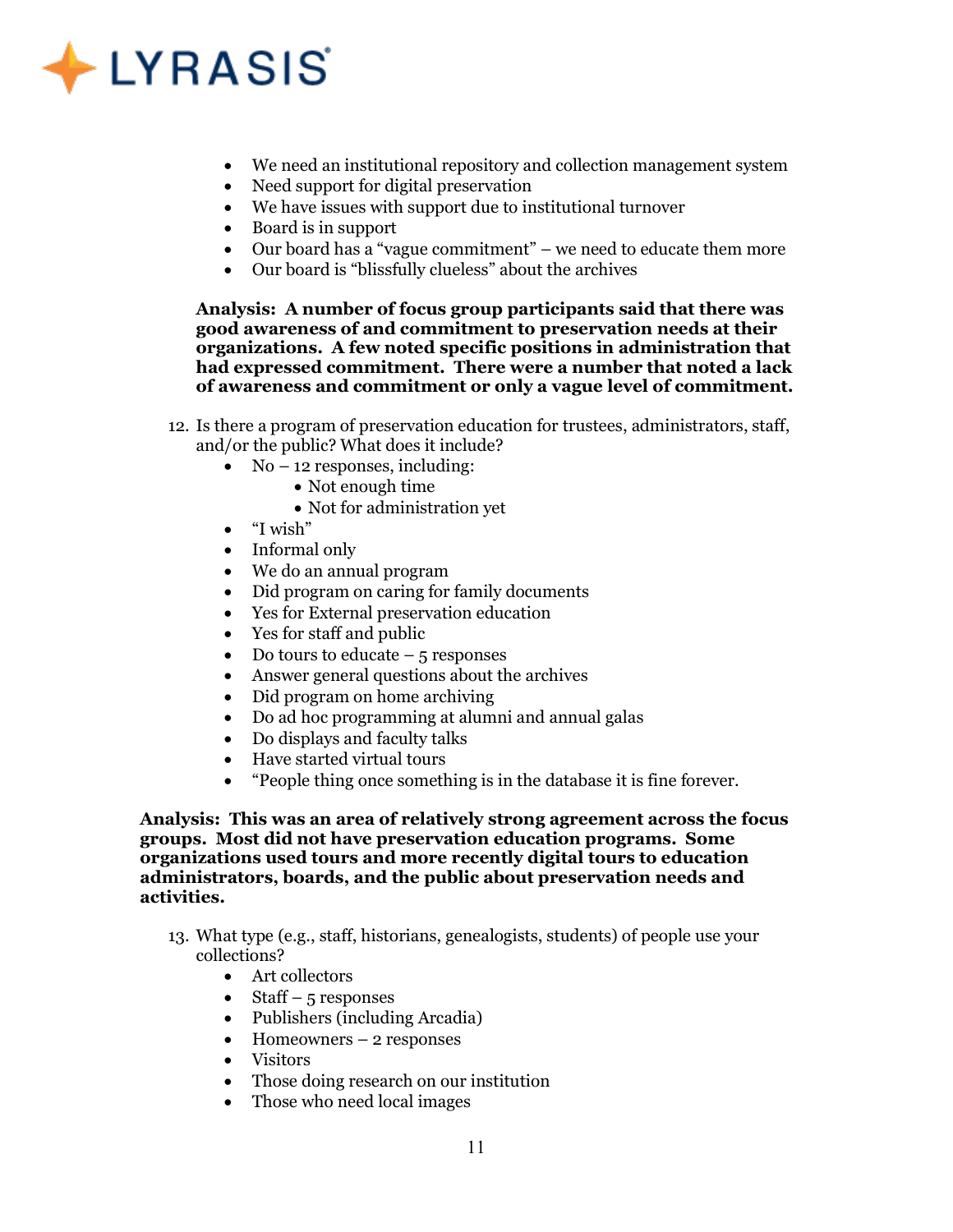- We need an institutional repository and collection management system
- Need support for digital preservation
- We have issues with support due to institutional turnover
- Board is in support
- Our board has a "vague commitment" – we need to educate them more
- Our board is "blissfully clueless" about the archives

**Analysis: A number of focus group participants said that there was good awareness of and commitment to preservation needs at their organizations. A few noted specific positions in administration that had expressed commitment. There were a number that noted a lack of awareness and commitment or only a vague level of commitment.**

12. Is there a program of preservation education for trustees, administrators, staff, and/or the public? What does it include?
    - No – 12 responses, including:
        - Not enough time
        - Not for administration yet
    - "I wish"
    - Informal only
    - We do an annual program
    - Did program on caring for family documents
    - Yes for External preservation education
    - Yes for staff and public
    - Do tours to educate – 5 responses
    - Answer general questions about the archives
    - Did program on home archiving
    - Do ad hoc programming at alumni and annual galas
    - Do displays and faculty talks
    - Have started virtual tours
    - "People thing once something is in the database it is fine forever.

**Analysis: This was an area of relatively strong agreement across the focus groups. Most did not have preservation education programs. Some organizations used tours and more recently digital tours to education administrators, boards, and the public about preservation needs and activities.**

13. What type (e.g., staff, historians, genealogists, students) of people use your collections?
    - Art collectors
    - Staff – 5 responses
    - Publishers (including Arcadia)
    - Homeowners – 2 responses
    - Visitors
    - Those doing research on our institution
    - Those who need local images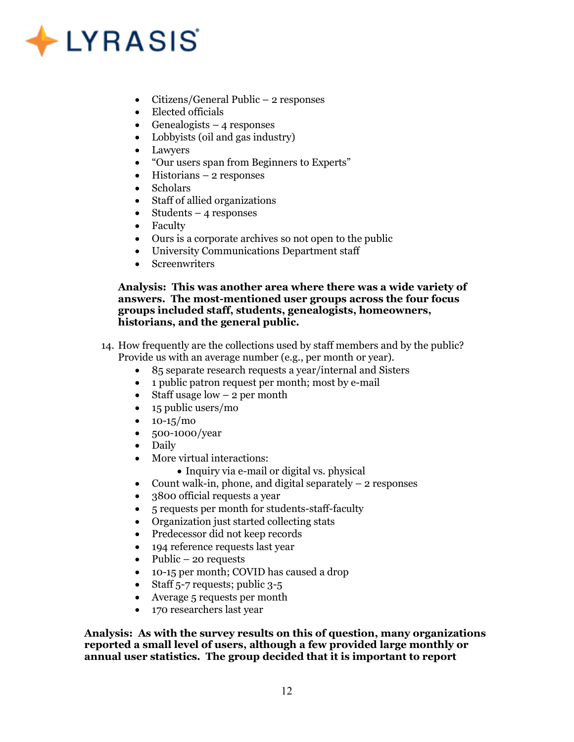- Citizens/General Public – 2 responses
- Elected officials
- Genealogists – 4 responses
- Lobbyists (oil and gas industry)
- Lawyers
- "Our users span from Beginners to Experts"
- Historians – 2 responses
- Scholars
- Staff of allied organizations
- Students – 4 responses
- Faculty
- Ours is a corporate archives so not open to the public
- University Communications Department staff
- Screenwriters

**Analysis: This was another area where there was a wide variety of answers. The most-mentioned user groups across the four focus groups included staff, students, genealogists, homeowners, historians, and the general public.**

14. How frequently are the collections used by staff members and by the public? Provide us with an average number (e.g., per month or year).
    - 85 separate research requests a year/internal and Sisters
    - 1 public patron request per month; most by e-mail
    - Staff usage low – 2 per month
    - 15 public users/mo
    - 10-15/mo
    - 500-1000/year
    - Daily
    - More virtual interactions:
        - Inquiry via e-mail or digital vs. physical
    - Count walk-in, phone, and digital separately – 2 responses
    - 3800 official requests a year
    - 5 requests per month for students-staff-faculty
    - Organization just started collecting stats
    - Predecessor did not keep records
    - 194 reference requests last year
    - Public – 20 requests
    - 10-15 per month; COVID has caused a drop
    - Staff 5-7 requests; public 3-5
    - Average 5 requests per month
    - 170 researchers last year

**Analysis: As with the survey results on this of question, many organizations reported a small level of users, although a few provided large monthly or annual user statistics. The group decided that it is important to report**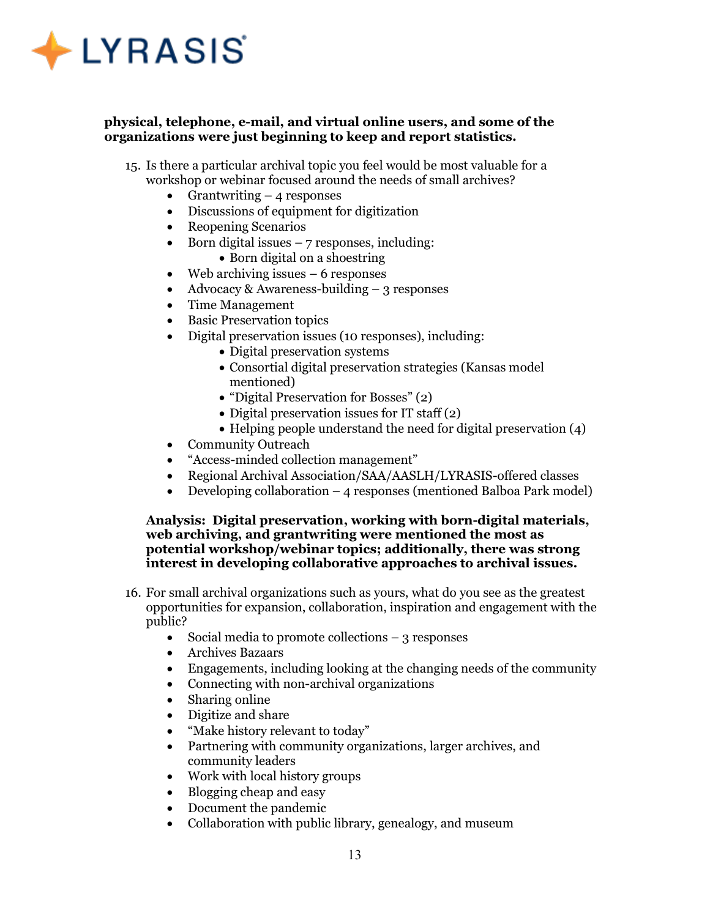**physical, telephone, e-mail, and virtual online users, and some of the organizations were just beginning to keep and report statistics.**

15. Is there a particular archival topic you feel would be most valuable for a workshop or webinar focused around the needs of small archives?
    - Grantwriting – 4 responses
    - Discussions of equipment for digitization
    - Reopening Scenarios
    - Born digital issues – 7 responses, including:
      - Born digital on a shoestring
    - Web archiving issues – 6 responses
    - Advocacy & Awareness-building – 3 responses
    - Time Management
    - Basic Preservation topics
    - Digital preservation issues (10 responses), including:
      - Digital preservation systems
      - Consortial digital preservation strategies (Kansas model mentioned)
      - "Digital Preservation for Bosses" (2)
      - Digital preservation issues for IT staff (2)
      - Helping people understand the need for digital preservation (4)
    - Community Outreach
    - "Access-minded collection management"
    - Regional Archival Association/SAA/AASLH/LYRASIS-offered classes
    - Developing collaboration – 4 responses (mentioned Balboa Park model)

    **Analysis: Digital preservation, working with born-digital materials, web archiving, and grantwriting were mentioned the most as potential workshop/webinar topics; additionally, there was strong interest in developing collaborative approaches to archival issues.**

16. For small archival organizations such as yours, what do you see as the greatest opportunities for expansion, collaboration, inspiration and engagement with the public?
    - Social media to promote collections – 3 responses
    - Archives Bazaars
    - Engagements, including looking at the changing needs of the community
    - Connecting with non-archival organizations
    - Sharing online
    - Digitize and share
    - "Make history relevant to today"
    - Partnering with community organizations, larger archives, and community leaders
    - Work with local history groups
    - Blogging cheap and easy
    - Document the pandemic
    - Collaboration with public library, genealogy, and museum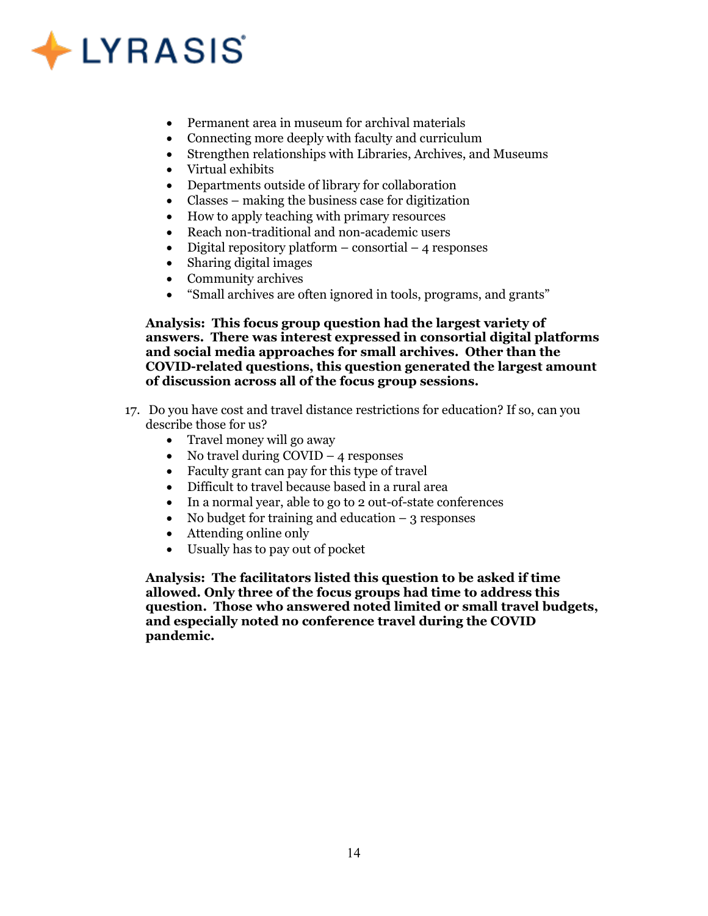- Permanent area in museum for archival materials
- Connecting more deeply with faculty and curriculum
- Strengthen relationships with Libraries, Archives, and Museums
- Virtual exhibits
- Departments outside of library for collaboration
- Classes – making the business case for digitization
- How to apply teaching with primary resources
- Reach non-traditional and non-academic users
- Digital repository platform – consortial – 4 responses
- Sharing digital images
- Community archives
- "Small archives are often ignored in tools, programs, and grants"

**Analysis: This focus group question had the largest variety of answers. There was interest expressed in consortial digital platforms and social media approaches for small archives. Other than the COVID-related questions, this question generated the largest amount of discussion across all of the focus group sessions.**

17. Do you have cost and travel distance restrictions for education? If so, can you describe those for us?
    - Travel money will go away
    - No travel during COVID – 4 responses
    - Faculty grant can pay for this type of travel
    - Difficult to travel because based in a rural area
    - In a normal year, able to go to 2 out-of-state conferences
    - No budget for training and education – 3 responses
    - Attending online only
    - Usually has to pay out of pocket

    **Analysis: The facilitators listed this question to be asked if time allowed. Only three of the focus groups had time to address this question. Those who answered noted limited or small travel budgets, and especially noted no conference travel during the COVID pandemic.**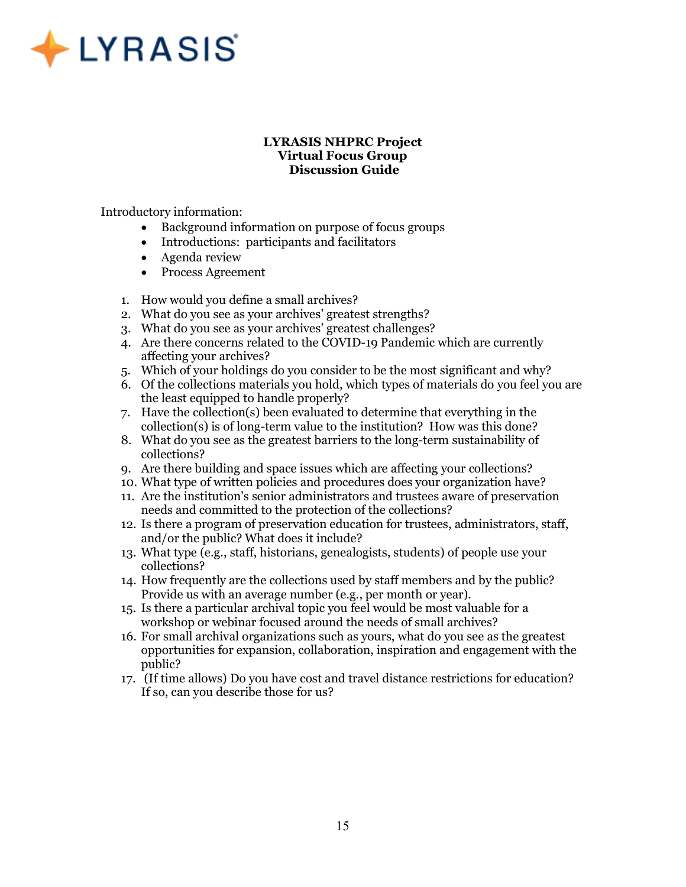LYRASIS

**LYRASIS NHPRC Project**
**Virtual Focus Group**
**Discussion Guide**

Introductory information:

- Background information on purpose of focus groups
- Introductions: participants and facilitators
- Agenda review
- Process Agreement

1. How would you define a small archives?
2. What do you see as your archives' greatest strengths?
3. What do you see as your archives' greatest challenges?
4. Are there concerns related to the COVID-19 Pandemic which are currently affecting your archives?
5. Which of your holdings do you consider to be the most significant and why?
6. Of the collections materials you hold, which types of materials do you feel you are the least equipped to handle properly?
7. Have the collection(s) been evaluated to determine that everything in the collection(s) is of long-term value to the institution? How was this done?
8. What do you see as the greatest barriers to the long-term sustainability of collections?
9. Are there building and space issues which are affecting your collections?
10. What type of written policies and procedures does your organization have?
11. Are the institution's senior administrators and trustees aware of preservation needs and committed to the protection of the collections?
12. Is there a program of preservation education for trustees, administrators, staff, and/or the public? What does it include?
13. What type (e.g., staff, historians, genealogists, students) of people use your collections?
14. How frequently are the collections used by staff members and by the public? Provide us with an average number (e.g., per month or year).
15. Is there a particular archival topic you feel would be most valuable for a workshop or webinar focused around the needs of small archives?
16. For small archival organizations such as yours, what do you see as the greatest opportunities for expansion, collaboration, inspiration and engagement with the public?
17. (If time allows) Do you have cost and travel distance restrictions for education? If so, can you describe those for us?